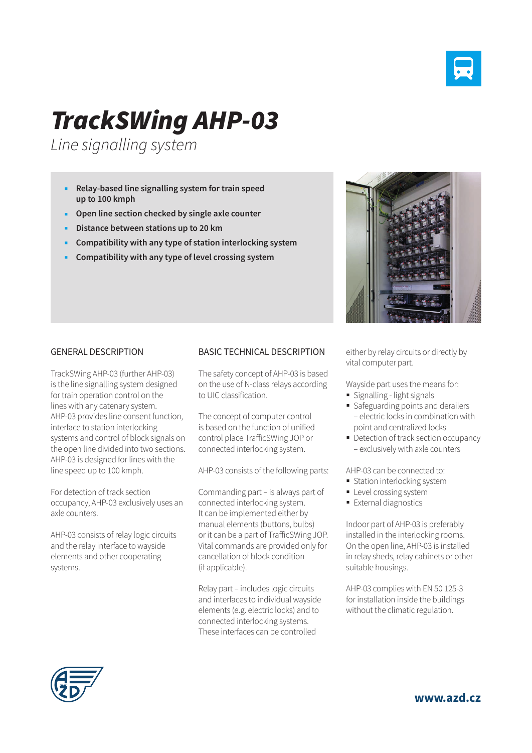# TrackSWing AHP-03

*Line signalling system*

- **Relay-based line signalling system for train speed up to 100 kmph**
- **Open line section checked by single axle counter**
- **Distance between stations up to 20 km**
- **Compatibility with any type of station interlocking system**
- **Compatibility with any type of level crossing system**

## GENERAL DESCRIPTION

TrackSWing AHP-03 (further AHP-03) is the line signalling system designed for train operation control on the lines with any catenary system. AHP-03 provides line consent function, interface to station interlocking systems and control of block signals on the open line divided into two sections. AHP-03 is designed for lines with the line speed up to 100 kmph.

For detection of track section occupancy, AHP-03 exclusively uses an axle counters.

AHP-03 consists of relay logic circuits and the relay interface to wayside elements and other cooperating systems.

## BASIC TECHNICAL DESCRIPTION

The safety concept of AHP-03 is based on the use of N-class relays according to UIC classification.

The concept of computer control is based on the function of unified control place TrafficSWing JOP or connected interlocking system.

AHP-03 consists of the following parts:

Commanding part – is always part of connected interlocking system. It can be implemented either by manual elements (buttons, bulbs) or it can be a part of TrafficSWing JOP. Vital commands are provided only for cancellation of block condition (if applicable).

Relay part – includes logic circuits and interfaces to individual wayside elements (e.g. electric locks) and to connected interlocking systems. These interfaces can be controlled either by relay circuits or directly by vital computer part.

Wayside part uses the means for:

- Signalling - light signals
- Safeguarding points and derailers – electric locks in combination with point and centralized locks
- Detection of track section occupancy – exclusively with axle counters

AHP-03 can be connected to:

- Station interlocking system
- Level crossing system
- External diagnostics

Indoor part of AHP-03 is preferably installed in the interlocking rooms. On the open line, AHP-03 is installed in relay sheds, relay cabinets or other suitable housings.

AHP-03 complies with EN 50 125-3 for installation inside the buildings without the climatic regulation.

www.azd.cz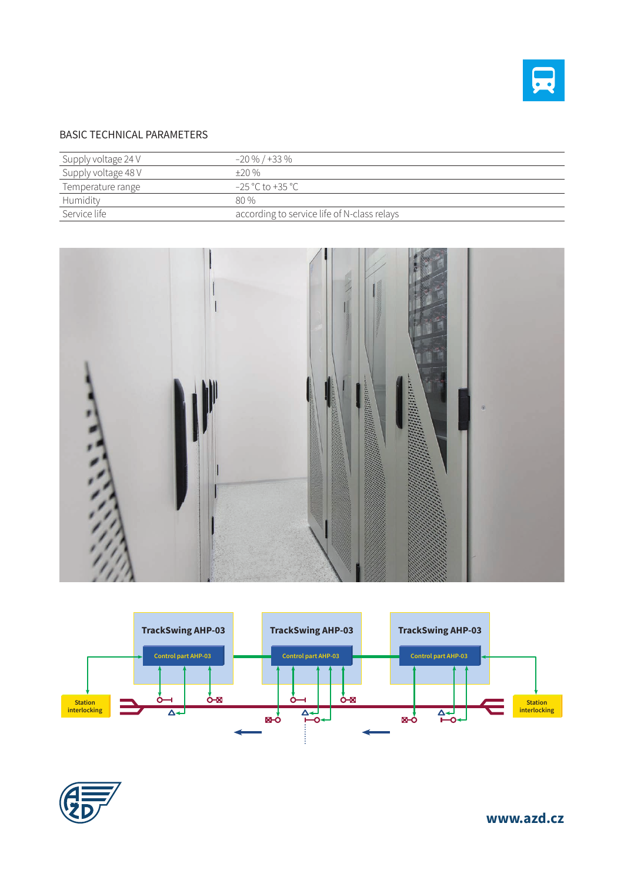BASIC TECHNICAL PARAMETERS

| | |
|---|---|
| Supply voltage 24 V | −20 % / +33 % |
| Supply voltage 48 V | ±20 % |
| Temperature range | −25 °C to +35 °C |
| Humidity | 80 % |
| Service life | according to service life of N-class relays |

TrackSwing AHP-03

Control part AHP-03

TrackSwing AHP-03

Control part AHP-03

TrackSwing AHP-03

Control part AHP-03

Station interlocking

Station interlocking

www.azd.cz